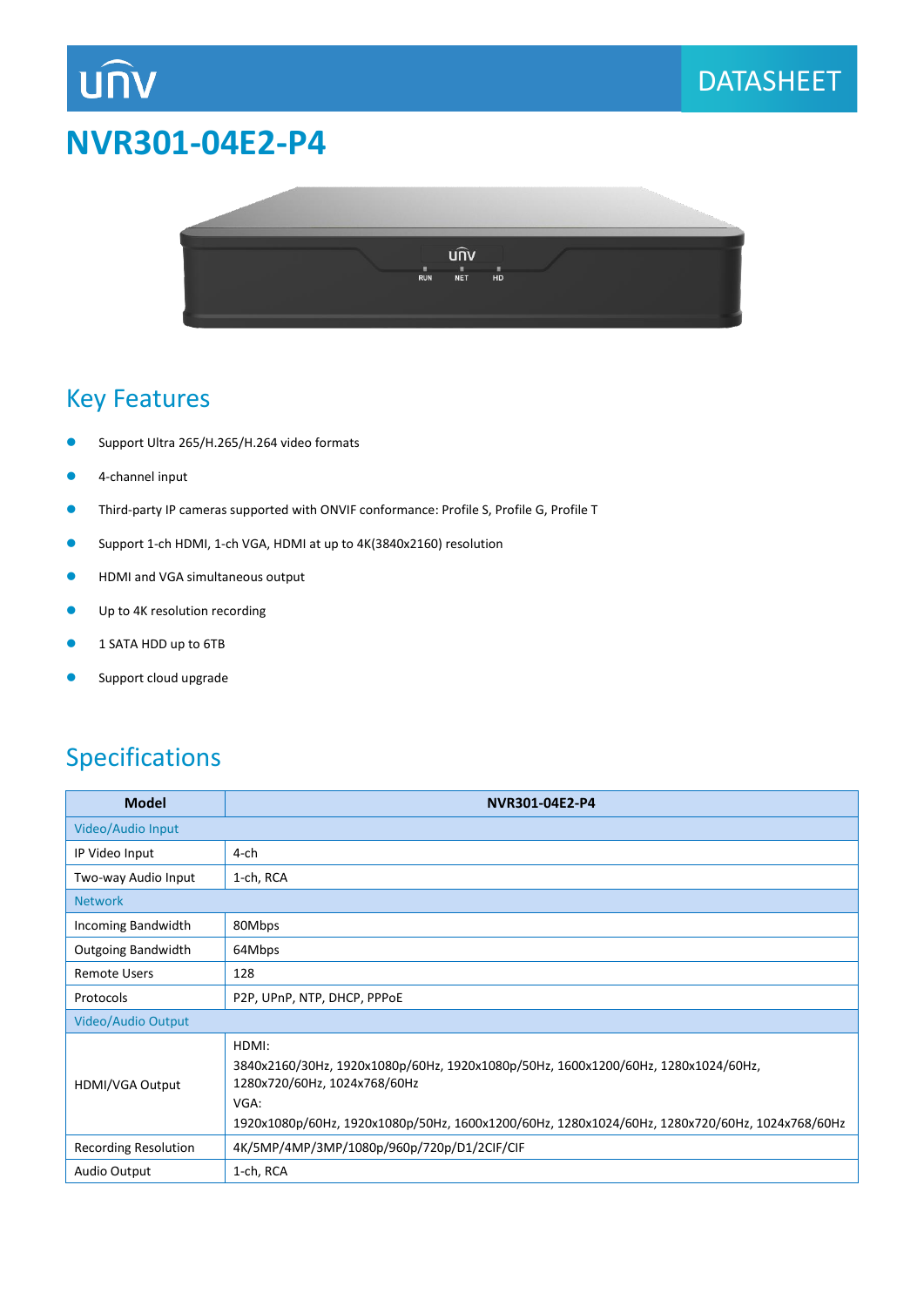DATASHEET

# NVR301-04E2-P4

## Key Features

- Support Ultra 265/H.265/H.264 video formats
- 4-channel input
- Third-party IP cameras supported with ONVIF conformance: Profile S, Profile G, Profile T
- Support 1-ch HDMI, 1-ch VGA, HDMI at up to 4K(3840x2160) resolution
- HDMI and VGA simultaneous output
- Up to 4K resolution recording
- 1 SATA HDD up to 6TB
- Support cloud upgrade

## Specifications

| Model | NVR301-04E2-P4 |
| --- | --- |
| Video/Audio Input | |
| IP Video Input | 4-ch |
| Two-way Audio Input | 1-ch, RCA |
| Network | |
| Incoming Bandwidth | 80Mbps |
| Outgoing Bandwidth | 64Mbps |
| Remote Users | 128 |
| Protocols | P2P, UPnP, NTP, DHCP, PPPoE |
| Video/Audio Output | |
| HDMI/VGA Output | HDMI:<br>3840x2160/30Hz, 1920x1080p/60Hz, 1920x1080p/50Hz, 1600x1200/60Hz, 1280x1024/60Hz, 1280x720/60Hz, 1024x768/60Hz<br>VGA:<br>1920x1080p/60Hz, 1920x1080p/50Hz, 1600x1200/60Hz, 1280x1024/60Hz, 1280x720/60Hz, 1024x768/60Hz |
| Recording Resolution | 4K/5MP/4MP/3MP/1080p/960p/720p/D1/2CIF/CIF |
| Audio Output | 1-ch, RCA |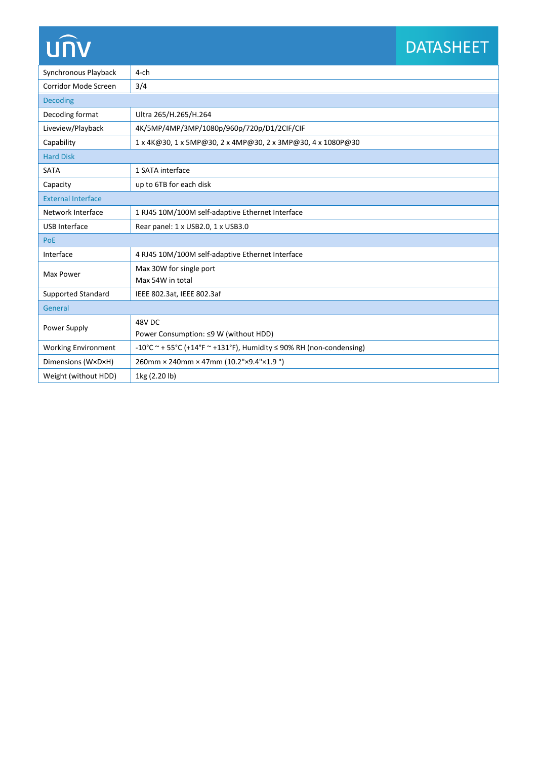| | |
|---|---|
| Synchronous Playback | 4-ch |
| Corridor Mode Screen | 3/4 |
| **Decoding** | |
| Decoding format | Ultra 265/H.265/H.264 |
| Liveview/Playback | 4K/5MP/4MP/3MP/1080p/960p/720p/D1/2CIF/CIF |
| Capability | 1 x 4K@30, 1 x 5MP@30, 2 x 4MP@30, 2 x 3MP@30, 4 x 1080P@30 |
| **Hard Disk** | |
| SATA | 1 SATA interface |
| Capacity | up to 6TB for each disk |
| **External Interface** | |
| Network Interface | 1 RJ45 10M/100M self-adaptive Ethernet Interface |
| USB Interface | Rear panel: 1 x USB2.0, 1 x USB3.0 |
| **PoE** | |
| Interface | 4 RJ45 10M/100M self-adaptive Ethernet Interface |
| Max Power | Max 30W for single port<br>Max 54W in total |
| Supported Standard | IEEE 802.3at, IEEE 802.3af |
| **General** | |
| Power Supply | 48V DC<br>Power Consumption: ≤9 W (without HDD) |
| Working Environment | -10°C ~ + 55°C (+14°F ~ +131°F), Humidity ≤ 90% RH (non-condensing) |
| Dimensions (W×D×H) | 260mm × 240mm × 47mm (10.2"×9.4"×1.9 ") |
| Weight (without HDD) | 1kg (2.20 lb) |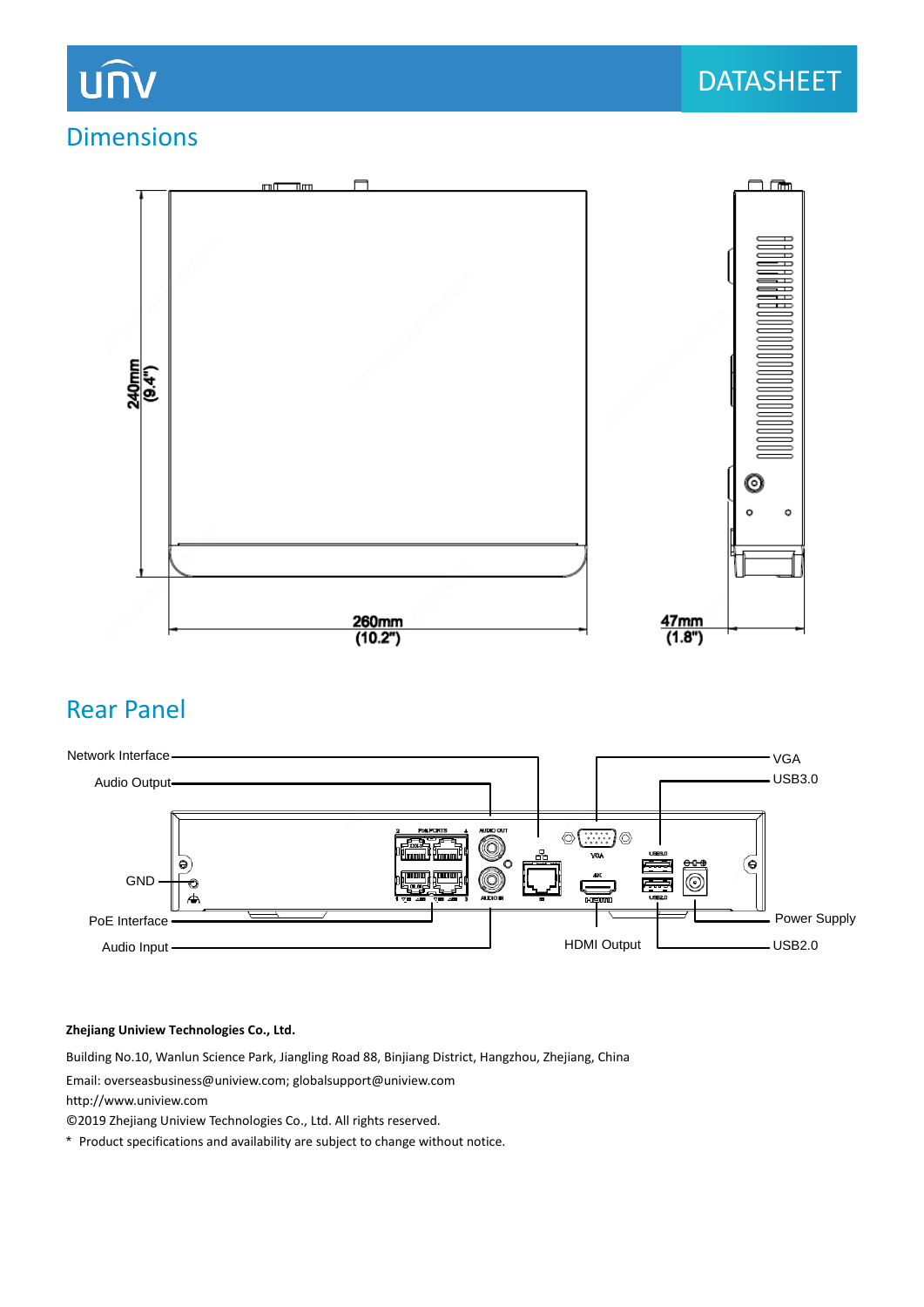## Dimensions

240mm
(9.4")

260mm
(10.2")

47mm
(1.8")

## Rear Panel

Network Interface

Audio Output

GND

PoE Interface

Audio Input

VGA

USB3.0

Power Supply

HDMI Output

USB2.0

**Zhejiang Uniview Technologies Co., Ltd.**

Building No.10, Wanlun Science Park, Jiangling Road 88, Binjiang District, Hangzhou, Zhejiang, China

Email: overseasbusiness@uniview.com; globalsupport@uniview.com

http://www.uniview.com

©2019 Zhejiang Uniview Technologies Co., Ltd. All rights reserved.

* Product specifications and availability are subject to change without notice.